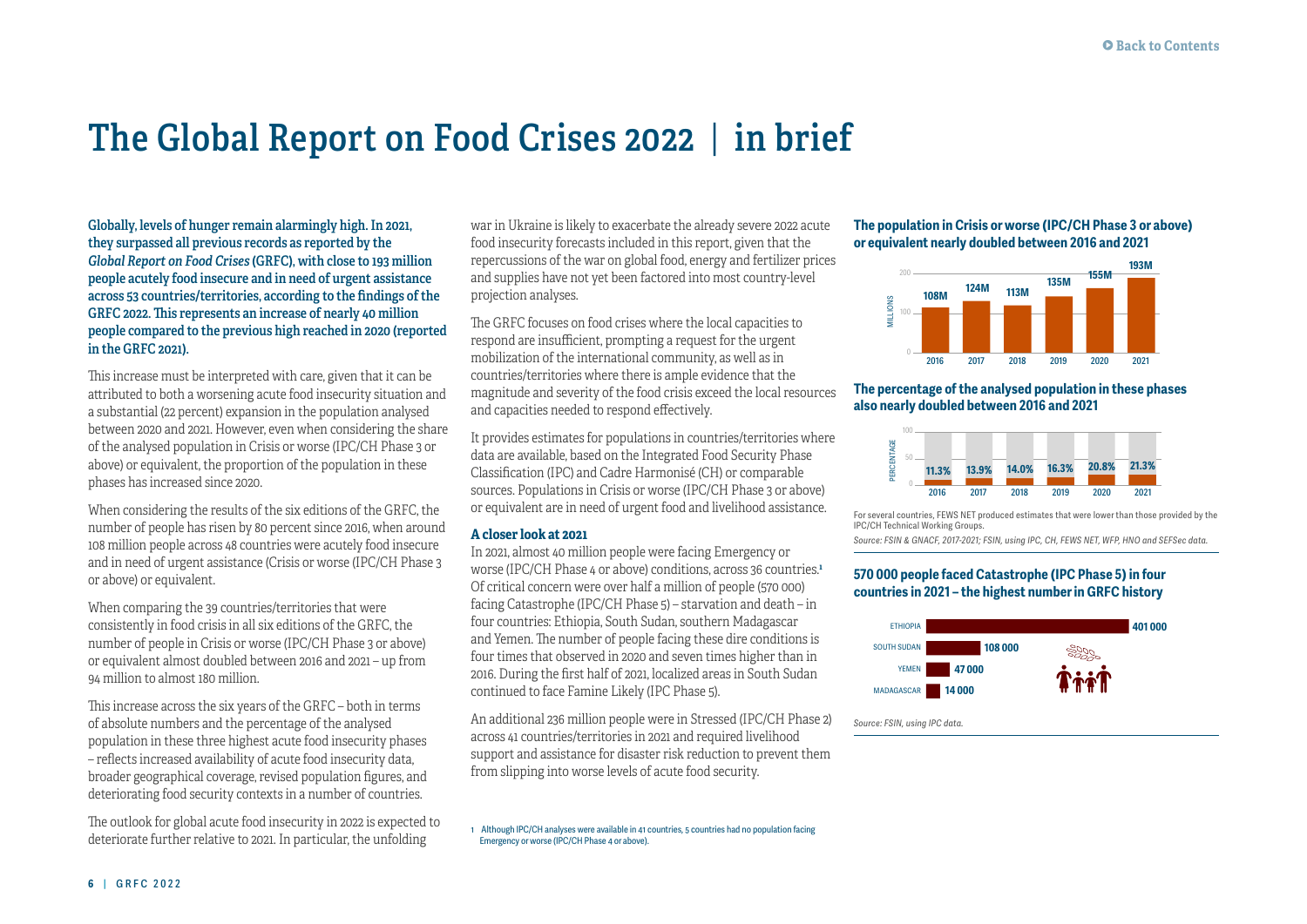# The Global Report on Food Crises 2022 | in brief

**Globally, levels of hunger remain alarmingly high. In 2021, they surpassed all previous records as reported by the *Global Report on Food Crises* (GRFC), with close to 193 million people acutely food insecure and in need of urgent assistance across 53 countries/territories, according to the findings of the GRFC 2022. This represents an increase of nearly 40 million people compared to the previous high reached in 2020 (reported in the GRFC 2021).**

This increase must be interpreted with care, given that it can be attributed to both a worsening acute food insecurity situation and a substantial (22 percent) expansion in the population analysed between 2020 and 2021. However, even when considering the share of the analysed population in Crisis or worse (IPC/CH Phase 3 or above) or equivalent, the proportion of the population in these phases has increased since 2020.

When considering the results of the six editions of the GRFC, the number of people has risen by 80 percent since 2016, when around 108 million people across 48 countries were acutely food insecure and in need of urgent assistance (Crisis or worse (IPC/CH Phase 3 or above) or equivalent.

When comparing the 39 countries/territories that were consistently in food crisis in all six editions of the GRFC, the number of people in Crisis or worse (IPC/CH Phase 3 or above) or equivalent almost doubled between 2016 and 2021 – up from 94 million to almost 180 million.

This increase across the six years of the GRFC – both in terms of absolute numbers and the percentage of the analysed population in these three highest acute food insecurity phases – reflects increased availability of acute food insecurity data, broader geographical coverage, revised population figures, and deteriorating food security contexts in a number of countries.

The outlook for global acute food insecurity in 2022 is expected to deteriorate further relative to 2021. In particular, the unfolding war in Ukraine is likely to exacerbate the already severe 2022 acute food insecurity forecasts included in this report, given that the repercussions of the war on global food, energy and fertilizer prices and supplies have not yet been factored into most country-level projection analyses.

The GRFC focuses on food crises where the local capacities to respond are insufficient, prompting a request for the urgent mobilization of the international community, as well as in countries/territories where there is ample evidence that the magnitude and severity of the food crisis exceed the local resources and capacities needed to respond effectively.

It provides estimates for populations in countries/territories where data are available, based on the Integrated Food Security Phase Classification (IPC) and Cadre Harmonisé (CH) or comparable sources. Populations in Crisis or worse (IPC/CH Phase 3 or above) or equivalent are in need of urgent food and livelihood assistance.

### A closer look at 2021

In 2021, almost 40 million people were facing Emergency or worse (IPC/CH Phase 4 or above) conditions, across 36 countries.[1] Of critical concern were over half a million of people (570 000) facing Catastrophe (IPC/CH Phase 5) – starvation and death – in four countries: Ethiopia, South Sudan, southern Madagascar and Yemen. The number of people facing these dire conditions is four times that observed in 2020 and seven times higher than in 2016. During the first half of 2021, localized areas in South Sudan continued to face Famine Likely (IPC Phase 5).

An additional 236 million people were in Stressed (IPC/CH Phase 2) across 41 countries/territories in 2021 and required livelihood support and assistance for disaster risk reduction to prevent them from slipping into worse levels of acute food security.

1 Although IPC/CH analyses were available in 41 countries, 5 countries had no population facing Emergency or worse (IPC/CH Phase 4 or above).

**The population in Crisis or worse (IPC/CH Phase 3 or above) or equivalent nearly doubled between 2016 and 2021**

| Year | Millions |
|---|---|
| 2016 | 108M |
| 2017 | 124M |
| 2018 | 113M |
| 2019 | 135M |
| 2020 | 155M |
| 2021 | 193M |

**The percentage of the analysed population in these phases also nearly doubled between 2016 and 2021**

| Year | Percentage |
|---|---|
| 2016 | 11.3% |
| 2017 | 13.9% |
| 2018 | 14.0% |
| 2019 | 16.3% |
| 2020 | 20.8% |
| 2021 | 21.3% |

For several countries, FEWS NET produced estimates that were lower than those provided by the IPC/CH Technical Working Groups.

*Source: FSIN & GNAFC, 2017-2021; FSIN, using IPC, CH, FEWS NET, WFP, HNO and SEFSec data.*

**570 000 people faced Catastrophe (IPC Phase 5) in four countries in 2021 – the highest number in GRFC history**

| Country | People |
|---|---|
| Ethiopia | 401 000 |
| South Sudan | 108 000 |
| Yemen | 47 000 |
| Madagascar | 14 000 |

*Source: FSIN, using IPC data.*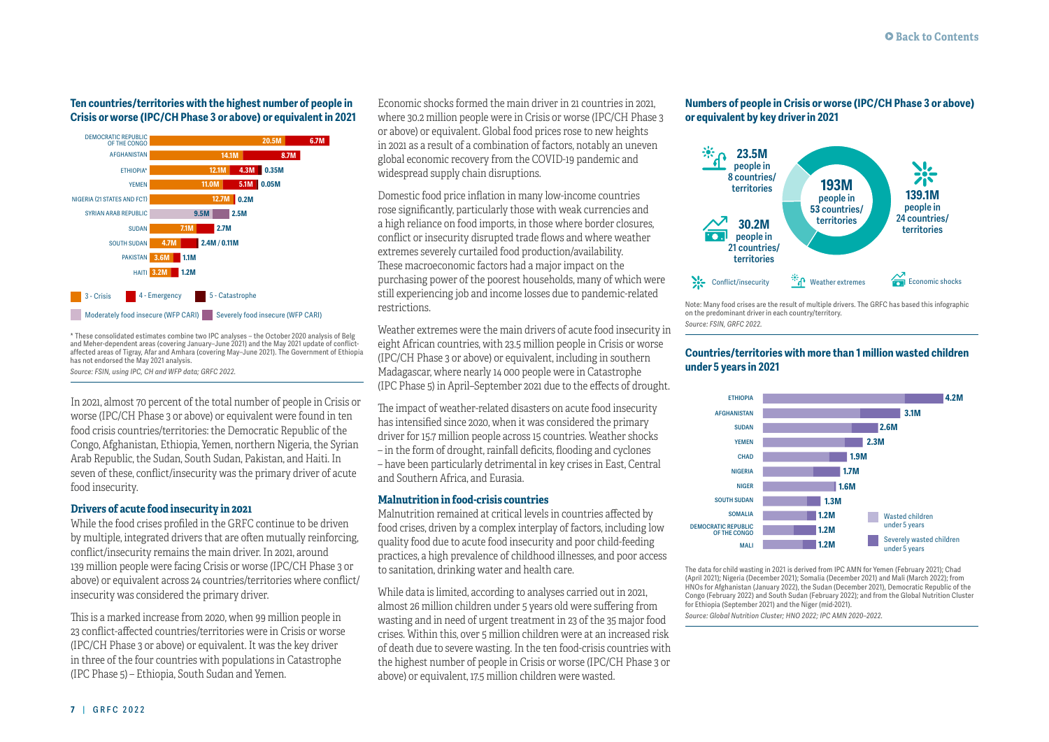### Ten countries/territories with the highest number of people in Crisis or worse (IPC/CH Phase 3 or above) or equivalent in 2021

| Country/territory | 3 - Crisis | 4 - Emergency | 5 - Catastrophe |
|---|---|---|---|
| Democratic Republic of the Congo | 20.5M | 6.7M | |
| Afghanistan | 14.1M | 8.7M | |
| Ethiopia* | 12.1M | 4.3M | 0.35M |
| Yemen | 11.0M | 5.1M | 0.05M |
| Nigeria (21 states and FCT) | 12.7M | 0.2M | |
| Syrian Arab Republic | 9.5M (Moderately food insecure, WFP CARI) | 2.5M (Severely food insecure, WFP CARI) | |
| Sudan | 7.1M | 2.7M | |
| South Sudan | 4.7M | 2.4M | 0.11M |
| Pakistan | 3.6M | 1.1M | |
| Haiti | 3.2M | 1.2M | |

\* These consolidated estimates combine two IPC analyses – the October 2020 analysis of Belg and Meher-dependent areas (covering January–June 2021) and the May 2021 update of conflict-affected areas of Tigray, Afar and Amhara (covering May–June 2021). The Government of Ethiopia has not endorsed the May 2021 analysis.

*Source: FSIN, using IPC, CH and WFP data; GRFC 2022.*

In 2021, almost 70 percent of the total number of people in Crisis or worse (IPC/CH Phase 3 or above) or equivalent were found in ten food crisis countries/territories: the Democratic Republic of the Congo, Afghanistan, Ethiopia, Yemen, northern Nigeria, the Syrian Arab Republic, the Sudan, South Sudan, Pakistan, and Haiti. In seven of these, conflict/insecurity was the primary driver of acute food insecurity.

### Drivers of acute food insecurity in 2021

While the food crises profiled in the GRFC continue to be driven by multiple, integrated drivers that are often mutually reinforcing, conflict/insecurity remains the main driver. In 2021, around 139 million people were facing Crisis or worse (IPC/CH Phase 3 or above) or equivalent across 24 countries/territories where conflict/insecurity was considered the primary driver.

This is a marked increase from 2020, when 99 million people in 23 conflict-affected countries/territories were in Crisis or worse (IPC/CH Phase 3 or above) or equivalent. It was the key driver in three of the four countries with populations in Catastrophe (IPC Phase 5) – Ethiopia, South Sudan and Yemen.

Economic shocks formed the main driver in 21 countries in 2021, where 30.2 million people were in Crisis or worse (IPC/CH Phase 3 or above) or equivalent. Global food prices rose to new heights in 2021 as a result of a combination of factors, notably an uneven global economic recovery from the COVID-19 pandemic and widespread supply chain disruptions.

Domestic food price inflation in many low-income countries rose significantly, particularly those with weak currencies and a high reliance on food imports, in those where border closures, conflict or insecurity disrupted trade flows and where weather extremes severely curtailed food production/availability. These macroeconomic factors had a major impact on the purchasing power of the poorest households, many of which were still experiencing job and income losses due to pandemic-related restrictions.

Weather extremes were the main drivers of acute food insecurity in eight African countries, with 23.5 million people in Crisis or worse (IPC/CH Phase 3 or above) or equivalent, including in southern Madagascar, where nearly 14 000 people were in Catastrophe (IPC Phase 5) in April–September 2021 due to the effects of drought.

The impact of weather-related disasters on acute food insecurity has intensified since 2020, when it was considered the primary driver for 15.7 million people across 15 countries. Weather shocks – in the form of drought, rainfall deficits, flooding and cyclones – have been particularly detrimental in key crises in East, Central and Southern Africa, and Eurasia.

### Malnutrition in food-crisis countries

Malnutrition remained at critical levels in countries affected by food crises, driven by a complex interplay of factors, including low quality food due to acute food insecurity and poor child-feeding practices, a high prevalence of childhood illnesses, and poor access to sanitation, drinking water and health care.

While data is limited, according to analyses carried out in 2021, almost 26 million children under 5 years old were suffering from wasting and in need of urgent treatment in 23 of the 35 major food crises. Within this, over 5 million children were at an increased risk of death due to severe wasting. In the ten food-crisis countries with the highest number of people in Crisis or worse (IPC/CH Phase 3 or above) or equivalent, 17.5 million children were wasted.

### Numbers of people in Crisis or worse (IPC/CH Phase 3 or above) or equivalent by key driver in 2021

**193M** people in 53 countries/territories

| Key driver | People | Countries/territories |
|---|---|---|
| Conflict/insecurity | 139.1M | 24 |
| Weather extremes | 23.5M | 8 |
| Economic shocks | 30.2M | 21 |

Note: Many food crises are the result of multiple drivers. The GRFC has based this infographic on the predominant driver in each country/territory.

*Source: FSIN, GRFC 2022.*

### Countries/territories with more than 1 million wasted children under 5 years in 2021

| Country/territory | Wasted children under 5 years (total) |
|---|---|
| Ethiopia | 4.2M |
| Afghanistan | 3.1M |
| Sudan | 2.6M |
| Yemen | 2.3M |
| Chad | 1.9M |
| Nigeria | 1.7M |
| Niger | 1.6M |
| South Sudan | 1.3M |
| Somalia | 1.2M |
| Democratic Republic of the Congo | 1.2M |
| Mali | 1.2M |

The data for child wasting in 2021 is derived from IPC AMN for Yemen (February 2021); Chad (April 2021); Nigeria (December 2021); Somalia (December 2021) and Mali (March 2022); from HNOs for Afghanistan (January 2022), the Sudan (December 2021), Democratic Republic of the Congo (February 2022) and South Sudan (February 2022); and from the Global Nutrition Cluster for Ethiopia (September 2021) and the Niger (mid-2021).

*Source: Global Nutrition Cluster; HNO 2022; IPC AMN 2020–2022.*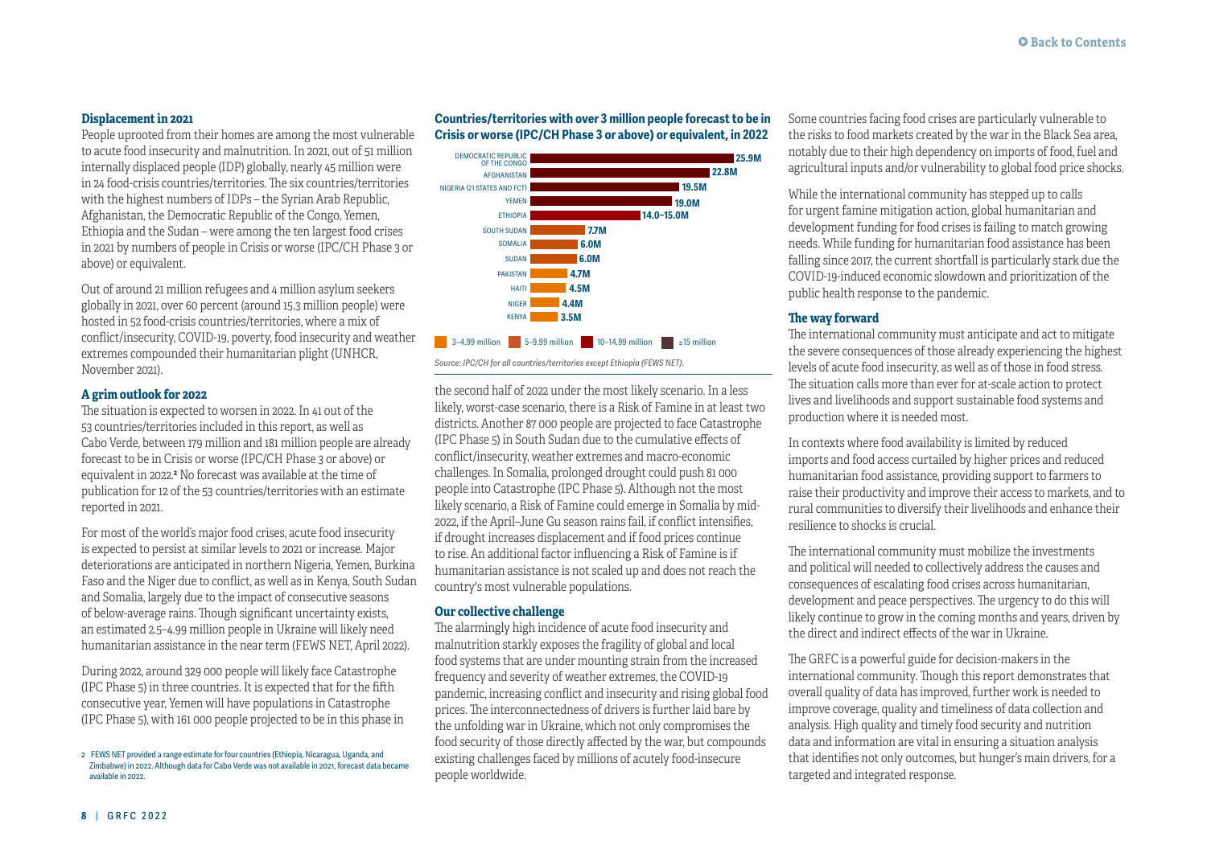### Displacement in 2021

People uprooted from their homes are among the most vulnerable to acute food insecurity and malnutrition. In 2021, out of 51 million internally displaced people (IDP) globally, nearly 45 million were in 24 food-crisis countries/territories. The six countries/territories with the highest numbers of IDPs – the Syrian Arab Republic, Afghanistan, the Democratic Republic of the Congo, Yemen, Ethiopia and the Sudan – were among the ten largest food crises in 2021 by numbers of people in Crisis or worse (IPC/CH Phase 3 or above) or equivalent.

Out of around 21 million refugees and 4 million asylum seekers globally in 2021, over 60 percent (around 15.3 million people) were hosted in 52 food-crisis countries/territories, where a mix of conflict/insecurity, COVID-19, poverty, food insecurity and weather extremes compounded their humanitarian plight (UNHCR, November 2021).

### A grim outlook for 2022

The situation is expected to worsen in 2022. In 41 out of the 53 countries/territories included in this report, as well as Cabo Verde, between 179 million and 181 million people are already forecast to be in Crisis or worse (IPC/CH Phase 3 or above) or equivalent in 2022.[2] No forecast was available at the time of publication for 12 of the 53 countries/territories with an estimate reported in 2021.

For most of the world's major food crises, acute food insecurity is expected to persist at similar levels to 2021 or increase. Major deteriorations are anticipated in northern Nigeria, Yemen, Burkina Faso and the Niger due to conflict, as well as in Kenya, South Sudan and Somalia, largely due to the impact of consecutive seasons of below-average rains. Though significant uncertainty exists, an estimated 2.5–4.99 million people in Ukraine will likely need humanitarian assistance in the near term (FEWS NET, April 2022).

During 2022, around 329 000 people will likely face Catastrophe (IPC Phase 5) in three countries. It is expected that for the fifth consecutive year, Yemen will have populations in Catastrophe (IPC Phase 5), with 161 000 people projected to be in this phase in

**Countries/territories with over 3 million people forecast to be in Crisis or worse (IPC/CH Phase 3 or above) or equivalent, in 2022**

DEMOCRATIC REPUBLIC OF THE CONGO 25.9M
AFGHANISTAN 22.8M
NIGERIA (21 STATES AND FCT) 19.5M
YEMEN 19.0M
ETHIOPIA 14.0–15.0M
SOUTH SUDAN 7.7M
SOMALIA 6.0M
SUDAN 6.0M
PAKISTAN 4.7M
HAITI 4.5M
NIGER 4.4M
KENYA 3.5M

3–4.99 million | 5–9.99 million | 10–14.99 million | ≥15 million

*Source: IPC/CH for all countries/territories except Ethiopia (FEWS NET).*

the second half of 2022 under the most likely scenario. In a less likely, worst-case scenario, there is a Risk of Famine in at least two districts. Another 87 000 people are projected to face Catastrophe (IPC Phase 5) in South Sudan due to the cumulative effects of conflict/insecurity, weather extremes and macro-economic challenges. In Somalia, prolonged drought could push 81 000 people into Catastrophe (IPC Phase 5). Although not the most likely scenario, a Risk of Famine could emerge in Somalia by mid-2022, if the April–June Gu season rains fail, if conflict intensifies, if drought increases displacement and if food prices continue to rise. An additional factor influencing a Risk of Famine is if humanitarian assistance is not scaled up and does not reach the country's most vulnerable populations.

### Our collective challenge

The alarmingly high incidence of acute food insecurity and malnutrition starkly exposes the fragility of global and local food systems that are under mounting strain from the increased frequency and severity of weather extremes, the COVID-19 pandemic, increasing conflict and insecurity and rising global food prices. The interconnectedness of drivers is further laid bare by the unfolding war in Ukraine, which not only compromises the food security of those directly affected by the war, but compounds existing challenges faced by millions of acutely food-insecure people worldwide.

Some countries facing food crises are particularly vulnerable to the risks to food markets created by the war in the Black Sea area, notably due to their high dependency on imports of food, fuel and agricultural inputs and/or vulnerability to global food price shocks.

While the international community has stepped up to calls for urgent famine mitigation action, global humanitarian and development funding for food crises is failing to match growing needs. While funding for humanitarian food assistance has been falling since 2017, the current shortfall is particularly stark due the COVID-19-induced economic slowdown and prioritization of the public health response to the pandemic.

### The way forward

The international community must anticipate and act to mitigate the severe consequences of those already experiencing the highest levels of acute food insecurity, as well as of those in food stress. The situation calls more than ever for at-scale action to protect lives and livelihoods and support sustainable food systems and production where it is needed most.

In contexts where food availability is limited by reduced imports and food access curtailed by higher prices and reduced humanitarian food assistance, providing support to farmers to raise their productivity and improve their access to markets, and to rural communities to diversify their livelihoods and enhance their resilience to shocks is crucial.

The international community must mobilize the investments and political will needed to collectively address the causes and consequences of escalating food crises across humanitarian, development and peace perspectives. The urgency to do this will likely continue to grow in the coming months and years, driven by the direct and indirect effects of the war in Ukraine.

The GRFC is a powerful guide for decision-makers in the international community. Though this report demonstrates that overall quality of data has improved, further work is needed to improve coverage, quality and timeliness of data collection and analysis. High quality and timely food security and nutrition data and information are vital in ensuring a situation analysis that identifies not only outcomes, but hunger's main drivers, for a targeted and integrated response.

2 FEWS NET provided a range estimate for four countries (Ethiopia, Nicaragua, Uganda, and Zimbabwe) in 2022. Although data for Cabo Verde was not available in 2021, forecast data became available in 2022.